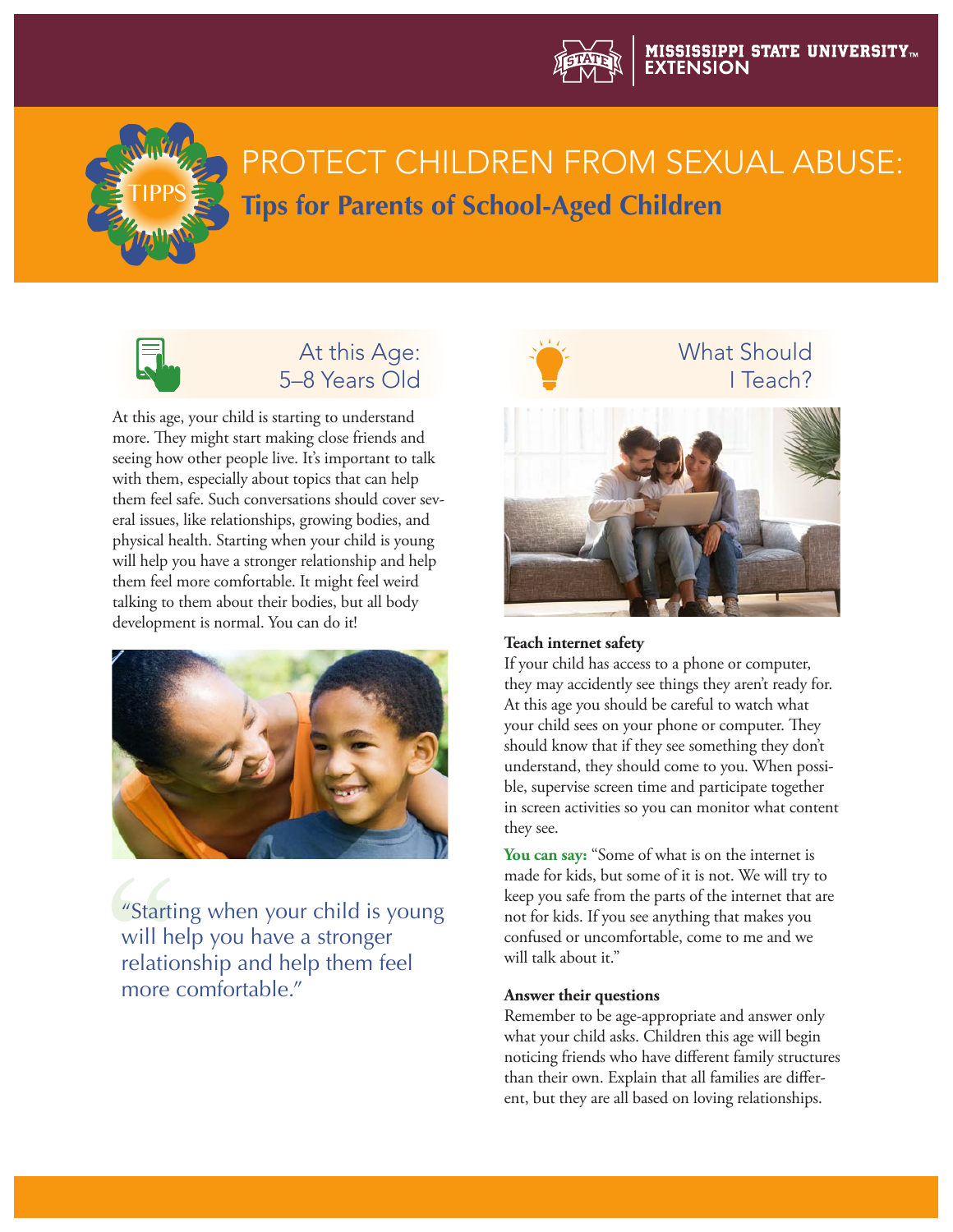MISSISSIPPI STATE UNIVERSITY™ EXTENSION

# PROTECT CHILDREN FROM SEXUAL ABUSE:

## Tips for Parents of School-Aged Children

### At this Age: 5–8 Years Old

At this age, your child is starting to understand more. They might start making close friends and seeing how other people live. It's important to talk with them, especially about topics that can help them feel safe. Such conversations should cover several issues, like relationships, growing bodies, and physical health. Starting when your child is young will help you have a stronger relationship and help them feel more comfortable. It might feel weird talking to them about their bodies, but all body development is normal. You can do it!

> "Starting when your child is young will help you have a stronger relationship and help them feel more comfortable."

### What Should I Teach?

**Teach internet safety**

If your child has access to a phone or computer, they may accidently see things they aren't ready for. At this age you should be careful to watch what your child sees on your phone or computer. They should know that if they see something they don't understand, they should come to you. When possible, supervise screen time and participate together in screen activities so you can monitor what content they see.

**You can say:** "Some of what is on the internet is made for kids, but some of it is not. We will try to keep you safe from the parts of the internet that are not for kids. If you see anything that makes you confused or uncomfortable, come to me and we will talk about it."

**Answer their questions**

Remember to be age-appropriate and answer only what your child asks. Children this age will begin noticing friends who have different family structures than their own. Explain that all families are different, but they are all based on loving relationships.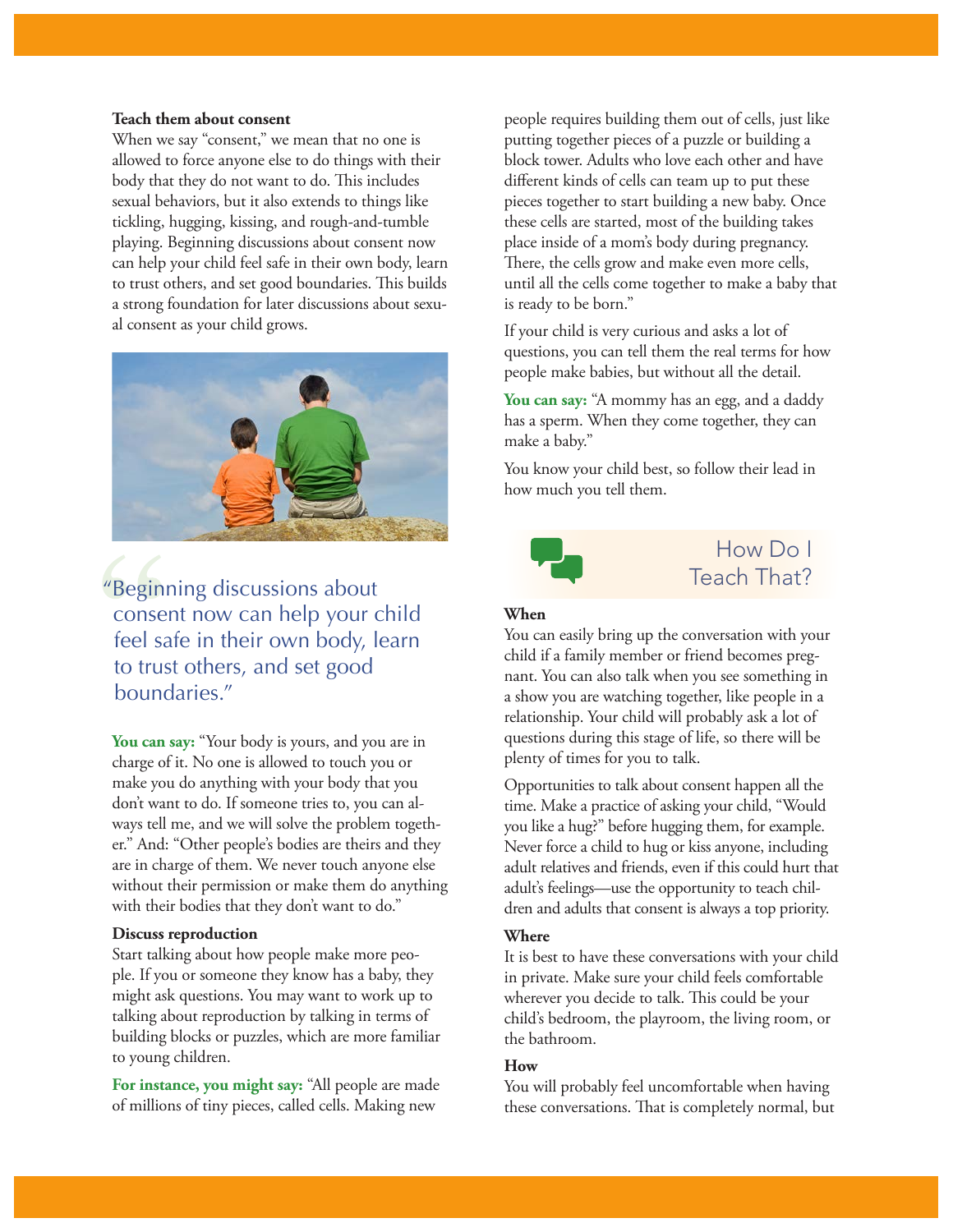**Teach them about consent**

When we say "consent," we mean that no one is allowed to force anyone else to do things with their body that they do not want to do. This includes sexual behaviors, but it also extends to things like tickling, hugging, kissing, and rough-and-tumble playing. Beginning discussions about consent now can help your child feel safe in their own body, learn to trust others, and set good boundaries. This builds a strong foundation for later discussions about sexual consent as your child grows.

> "Beginning discussions about consent now can help your child feel safe in their own body, learn to trust others, and set good boundaries."

**You can say:** "Your body is yours, and you are in charge of it. No one is allowed to touch you or make you do anything with your body that you don't want to do. If someone tries to, you can always tell me, and we will solve the problem together." And: "Other people's bodies are theirs and they are in charge of them. We never touch anyone else without their permission or make them do anything with their bodies that they don't want to do."

**Discuss reproduction**

Start talking about how people make more people. If you or someone they know has a baby, they might ask questions. You may want to work up to talking about reproduction by talking in terms of building blocks or puzzles, which are more familiar to young children.

**For instance, you might say:** "All people are made of millions of tiny pieces, called cells. Making new people requires building them out of cells, just like putting together pieces of a puzzle or building a block tower. Adults who love each other and have different kinds of cells can team up to put these pieces together to start building a new baby. Once these cells are started, most of the building takes place inside of a mom's body during pregnancy. There, the cells grow and make even more cells, until all the cells come together to make a baby that is ready to be born."

If your child is very curious and asks a lot of questions, you can tell them the real terms for how people make babies, but without all the detail.

**You can say:** "A mommy has an egg, and a daddy has a sperm. When they come together, they can make a baby."

You know your child best, so follow their lead in how much you tell them.

## How Do I Teach That?

**When**

You can easily bring up the conversation with your child if a family member or friend becomes pregnant. You can also talk when you see something in a show you are watching together, like people in a relationship. Your child will probably ask a lot of questions during this stage of life, so there will be plenty of times for you to talk.

Opportunities to talk about consent happen all the time. Make a practice of asking your child, "Would you like a hug?" before hugging them, for example. Never force a child to hug or kiss anyone, including adult relatives and friends, even if this could hurt that adult's feelings—use the opportunity to teach children and adults that consent is always a top priority.

**Where**

It is best to have these conversations with your child in private. Make sure your child feels comfortable wherever you decide to talk. This could be your child's bedroom, the playroom, the living room, or the bathroom.

**How**

You will probably feel uncomfortable when having these conversations. That is completely normal, but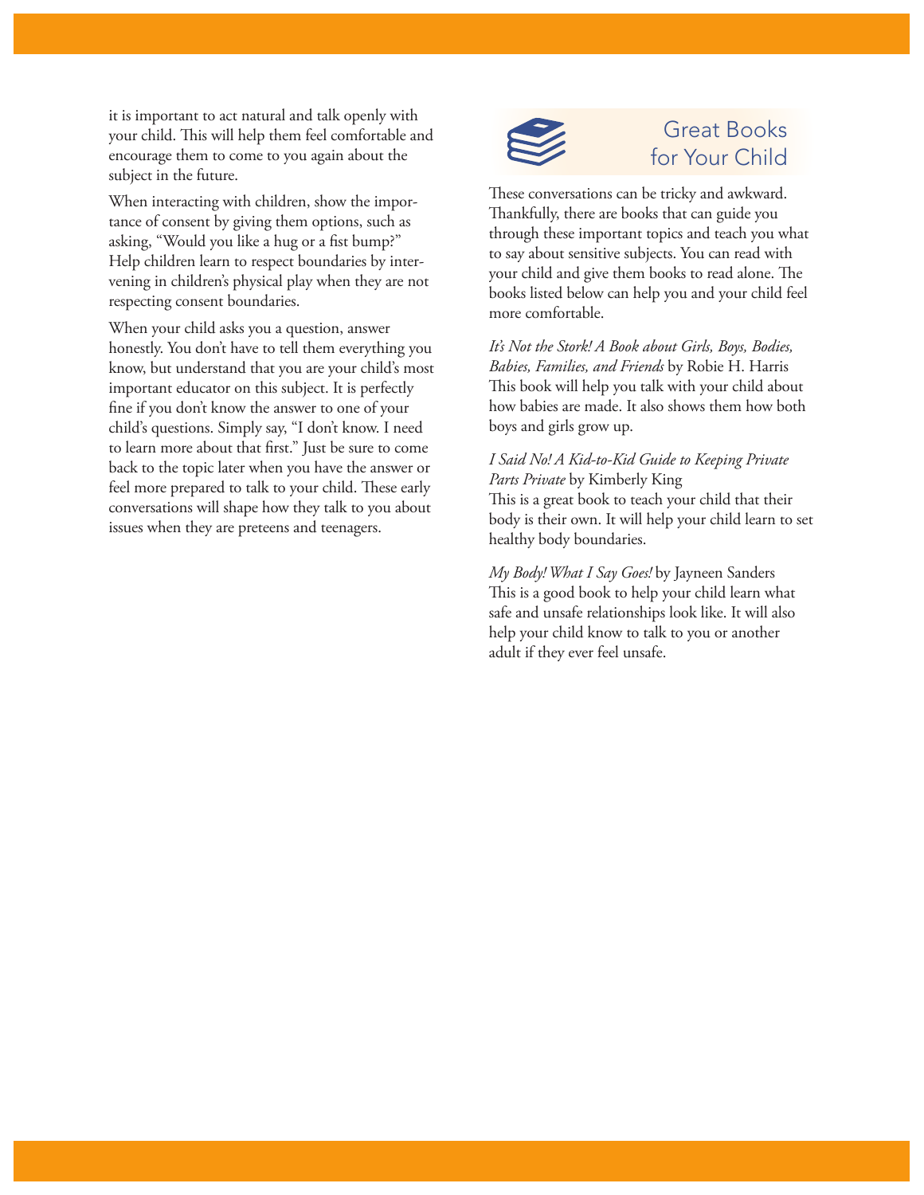it is important to act natural and talk openly with your child. This will help them feel comfortable and encourage them to come to you again about the subject in the future.

When interacting with children, show the importance of consent by giving them options, such as asking, "Would you like a hug or a fist bump?" Help children learn to respect boundaries by intervening in children's physical play when they are not respecting consent boundaries.

When your child asks you a question, answer honestly. You don't have to tell them everything you know, but understand that you are your child's most important educator on this subject. It is perfectly fine if you don't know the answer to one of your child's questions. Simply say, "I don't know. I need to learn more about that first." Just be sure to come back to the topic later when you have the answer or feel more prepared to talk to your child. These early conversations will shape how they talk to you about issues when they are preteens and teenagers.

## Great Books for Your Child

These conversations can be tricky and awkward. Thankfully, there are books that can guide you through these important topics and teach you what to say about sensitive subjects. You can read with your child and give them books to read alone. The books listed below can help you and your child feel more comfortable.

*It's Not the Stork! A Book about Girls, Boys, Bodies, Babies, Families, and Friends* by Robie H. Harris
This book will help you talk with your child about how babies are made. It also shows them how both boys and girls grow up.

*I Said No! A Kid-to-Kid Guide to Keeping Private Parts Private* by Kimberly King
This is a great book to teach your child that their body is their own. It will help your child learn to set healthy body boundaries.

*My Body! What I Say Goes!* by Jayneen Sanders
This is a good book to help your child learn what safe and unsafe relationships look like. It will also help your child know to talk to you or another adult if they ever feel unsafe.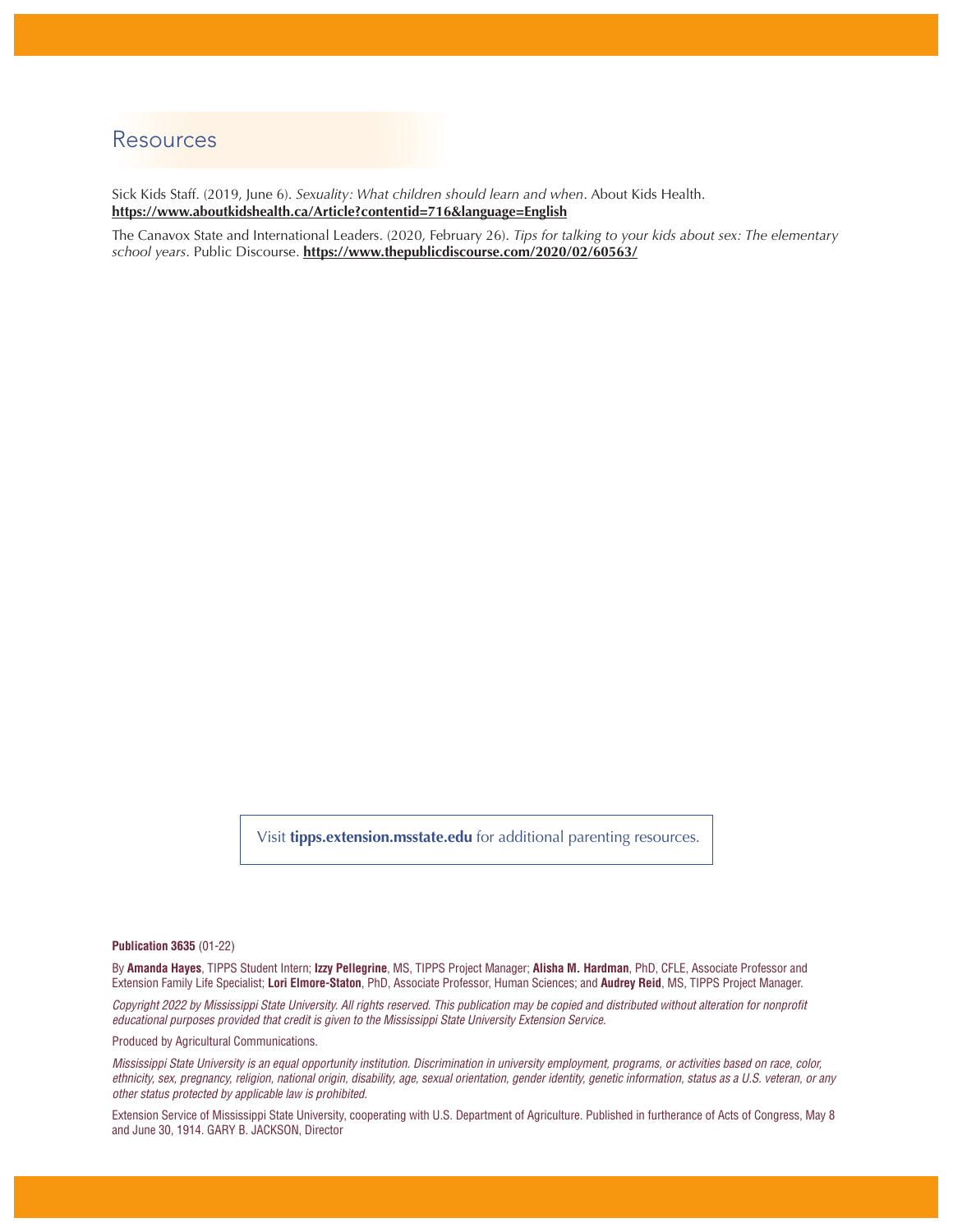## Resources

Sick Kids Staff. (2019, June 6). *Sexuality: What children should learn and when*. About Kids Health. **https://www.aboutkidshealth.ca/Article?contentid=716&language=English**

The Canavox State and International Leaders. (2020, February 26). *Tips for talking to your kids about sex: The elementary school years*. Public Discourse. **https://www.thepublicdiscourse.com/2020/02/60563/**

Visit **tipps.extension.msstate.edu** for additional parenting resources.

**Publication 3635** (01-22)

By **Amanda Hayes**, TIPPS Student Intern; **Izzy Pellegrine**, MS, TIPPS Project Manager; **Alisha M. Hardman**, PhD, CFLE, Associate Professor and Extension Family Life Specialist; **Lori Elmore-Staton**, PhD, Associate Professor, Human Sciences; and **Audrey Reid**, MS, TIPPS Project Manager.

*Copyright 2022 by Mississippi State University. All rights reserved. This publication may be copied and distributed without alteration for nonprofit educational purposes provided that credit is given to the Mississippi State University Extension Service.*

Produced by Agricultural Communications.

*Mississippi State University is an equal opportunity institution. Discrimination in university employment, programs, or activities based on race, color, ethnicity, sex, pregnancy, religion, national origin, disability, age, sexual orientation, gender identity, genetic information, status as a U.S. veteran, or any other status protected by applicable law is prohibited.*

Extension Service of Mississippi State University, cooperating with U.S. Department of Agriculture. Published in furtherance of Acts of Congress, May 8 and June 30, 1914. GARY B. JACKSON, Director